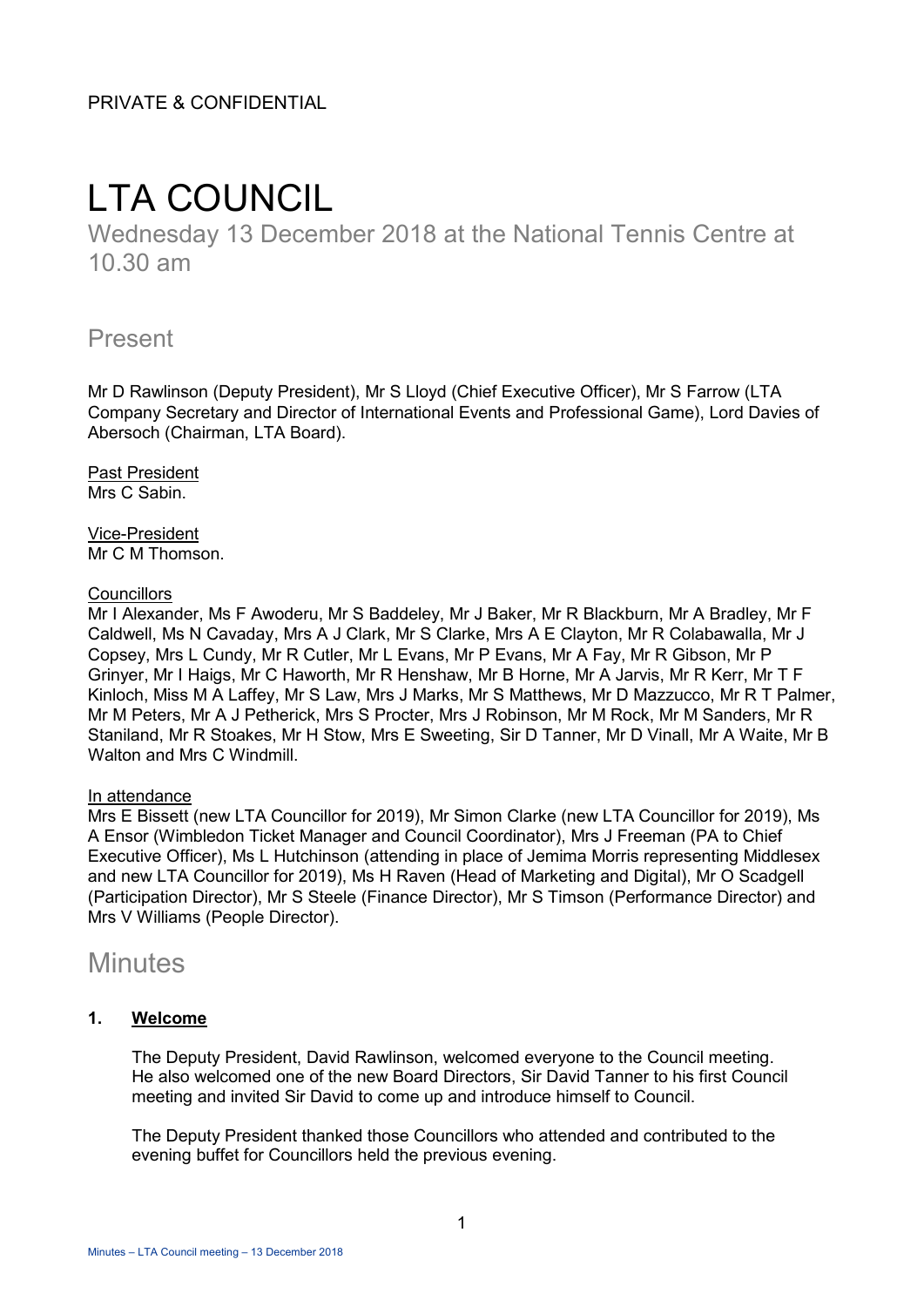PRIVATE & CONFIDENTIAL

# LTA COUNCIL

## Wednesday 13 December 2018 at the National Tennis Centre at 10.30 am

## Present

Mr D Rawlinson (Deputy President), Mr S Lloyd (Chief Executive Officer), Mr S Farrow (LTA Company Secretary and Director of International Events and Professional Game), Lord Davies of Abersoch (Chairman, LTA Board).

Past President
Mrs C Sabin.

Vice-President
Mr C M Thomson.

Councillors
Mr I Alexander, Ms F Awoderu, Mr S Baddeley, Mr J Baker, Mr R Blackburn, Mr A Bradley, Mr F Caldwell, Ms N Cavaday, Mrs A J Clark, Mr S Clarke, Mrs A E Clayton, Mr R Colabawalla, Mr J Copsey, Mrs L Cundy, Mr R Cutler, Mr L Evans, Mr P Evans, Mr A Fay, Mr R Gibson, Mr P Grinyer, Mr I Haigs, Mr C Haworth, Mr R Henshaw, Mr B Horne, Mr A Jarvis, Mr R Kerr, Mr T F Kinloch, Miss M A Laffey, Mr S Law, Mrs J Marks, Mr S Matthews, Mr D Mazzucco, Mr R T Palmer, Mr M Peters, Mr A J Petherick, Mrs S Procter, Mrs J Robinson, Mr M Rock, Mr M Sanders, Mr R Staniland, Mr R Stoakes, Mr H Stow, Mrs E Sweeting, Sir D Tanner, Mr D Vinall, Mr A Waite, Mr B Walton and Mrs C Windmill.

In attendance
Mrs E Bissett (new LTA Councillor for 2019), Mr Simon Clarke (new LTA Councillor for 2019), Ms A Ensor (Wimbledon Ticket Manager and Council Coordinator), Mrs J Freeman (PA to Chief Executive Officer), Ms L Hutchinson (attending in place of Jemima Morris representing Middlesex and new LTA Councillor for 2019), Ms H Raven (Head of Marketing and Digital), Mr O Scadgell (Participation Director), Mr S Steele (Finance Director), Mr S Timson (Performance Director) and Mrs V Williams (People Director).

## Minutes

**1. Welcome**

The Deputy President, David Rawlinson, welcomed everyone to the Council meeting. He also welcomed one of the new Board Directors, Sir David Tanner to his first Council meeting and invited Sir David to come up and introduce himself to Council.

The Deputy President thanked those Councillors who attended and contributed to the evening buffet for Councillors held the previous evening.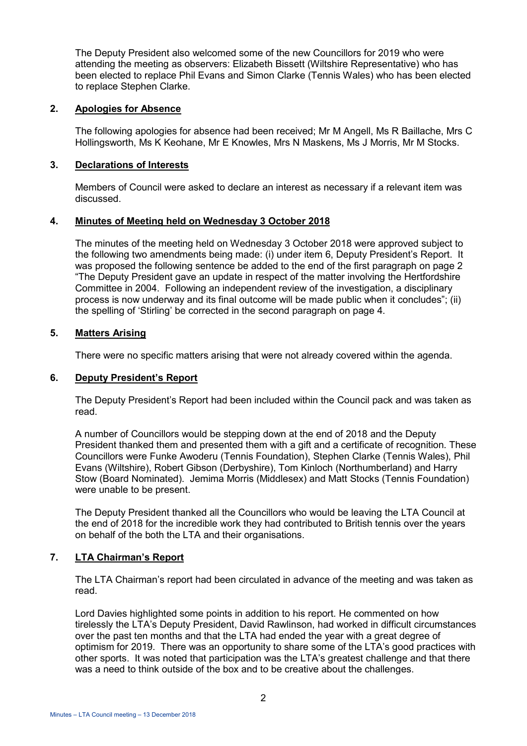The Deputy President also welcomed some of the new Councillors for 2019 who were attending the meeting as observers: Elizabeth Bissett (Wiltshire Representative) who has been elected to replace Phil Evans and Simon Clarke (Tennis Wales) who has been elected to replace Stephen Clarke.

## 2. Apologies for Absence

The following apologies for absence had been received; Mr M Angell, Ms R Baillache, Mrs C Hollingsworth, Ms K Keohane, Mr E Knowles, Mrs N Maskens, Ms J Morris, Mr M Stocks.

## 3. Declarations of Interests

Members of Council were asked to declare an interest as necessary if a relevant item was discussed.

## 4. Minutes of Meeting held on Wednesday 3 October 2018

The minutes of the meeting held on Wednesday 3 October 2018 were approved subject to the following two amendments being made: (i) under item 6, Deputy President's Report. It was proposed the following sentence be added to the end of the first paragraph on page 2 "The Deputy President gave an update in respect of the matter involving the Hertfordshire Committee in 2004. Following an independent review of the investigation, a disciplinary process is now underway and its final outcome will be made public when it concludes"; (ii) the spelling of 'Stirling' be corrected in the second paragraph on page 4.

## 5. Matters Arising

There were no specific matters arising that were not already covered within the agenda.

## 6. Deputy President's Report

The Deputy President's Report had been included within the Council pack and was taken as read.

A number of Councillors would be stepping down at the end of 2018 and the Deputy President thanked them and presented them with a gift and a certificate of recognition. These Councillors were Funke Awoderu (Tennis Foundation), Stephen Clarke (Tennis Wales), Phil Evans (Wiltshire), Robert Gibson (Derbyshire), Tom Kinloch (Northumberland) and Harry Stow (Board Nominated). Jemima Morris (Middlesex) and Matt Stocks (Tennis Foundation) were unable to be present.

The Deputy President thanked all the Councillors who would be leaving the LTA Council at the end of 2018 for the incredible work they had contributed to British tennis over the years on behalf of the both the LTA and their organisations.

## 7. LTA Chairman's Report

The LTA Chairman's report had been circulated in advance of the meeting and was taken as read.

Lord Davies highlighted some points in addition to his report. He commented on how tirelessly the LTA's Deputy President, David Rawlinson, had worked in difficult circumstances over the past ten months and that the LTA had ended the year with a great degree of optimism for 2019. There was an opportunity to share some of the LTA's good practices with other sports. It was noted that participation was the LTA's greatest challenge and that there was a need to think outside of the box and to be creative about the challenges.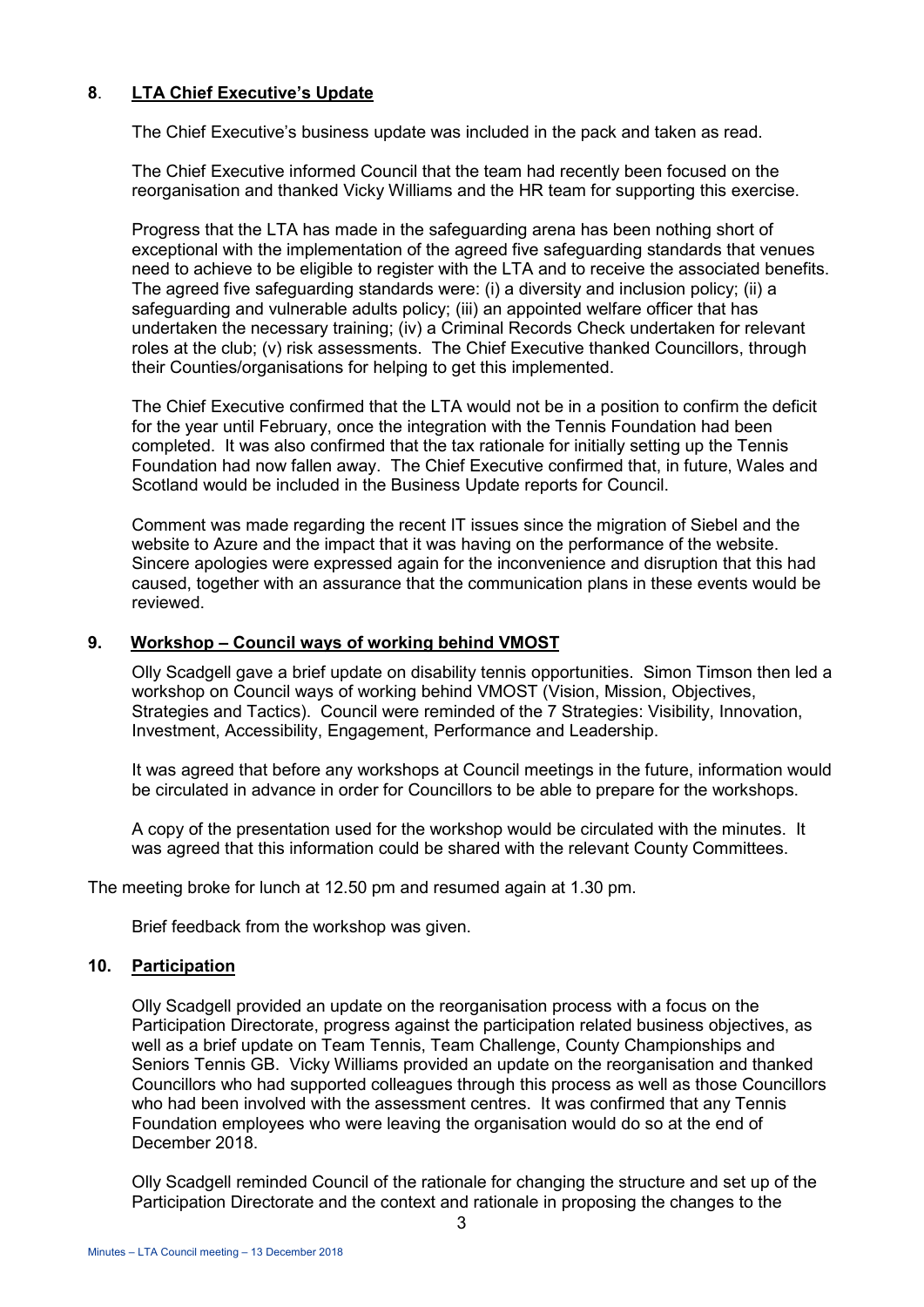## 8. LTA Chief Executive's Update

The Chief Executive's business update was included in the pack and taken as read.

The Chief Executive informed Council that the team had recently been focused on the reorganisation and thanked Vicky Williams and the HR team for supporting this exercise.

Progress that the LTA has made in the safeguarding arena has been nothing short of exceptional with the implementation of the agreed five safeguarding standards that venues need to achieve to be eligible to register with the LTA and to receive the associated benefits. The agreed five safeguarding standards were: (i) a diversity and inclusion policy; (ii) a safeguarding and vulnerable adults policy; (iii) an appointed welfare officer that has undertaken the necessary training; (iv) a Criminal Records Check undertaken for relevant roles at the club; (v) risk assessments. The Chief Executive thanked Councillors, through their Counties/organisations for helping to get this implemented.

The Chief Executive confirmed that the LTA would not be in a position to confirm the deficit for the year until February, once the integration with the Tennis Foundation had been completed. It was also confirmed that the tax rationale for initially setting up the Tennis Foundation had now fallen away. The Chief Executive confirmed that, in future, Wales and Scotland would be included in the Business Update reports for Council.

Comment was made regarding the recent IT issues since the migration of Siebel and the website to Azure and the impact that it was having on the performance of the website. Sincere apologies were expressed again for the inconvenience and disruption that this had caused, together with an assurance that the communication plans in these events would be reviewed.

## 9. Workshop – Council ways of working behind VMOST

Olly Scadgell gave a brief update on disability tennis opportunities. Simon Timson then led a workshop on Council ways of working behind VMOST (Vision, Mission, Objectives, Strategies and Tactics). Council were reminded of the 7 Strategies: Visibility, Innovation, Investment, Accessibility, Engagement, Performance and Leadership.

It was agreed that before any workshops at Council meetings in the future, information would be circulated in advance in order for Councillors to be able to prepare for the workshops.

A copy of the presentation used for the workshop would be circulated with the minutes. It was agreed that this information could be shared with the relevant County Committees.

The meeting broke for lunch at 12.50 pm and resumed again at 1.30 pm.

Brief feedback from the workshop was given.

## 10. Participation

Olly Scadgell provided an update on the reorganisation process with a focus on the Participation Directorate, progress against the participation related business objectives, as well as a brief update on Team Tennis, Team Challenge, County Championships and Seniors Tennis GB. Vicky Williams provided an update on the reorganisation and thanked Councillors who had supported colleagues through this process as well as those Councillors who had been involved with the assessment centres. It was confirmed that any Tennis Foundation employees who were leaving the organisation would do so at the end of December 2018.

Olly Scadgell reminded Council of the rationale for changing the structure and set up of the Participation Directorate and the context and rationale in proposing the changes to the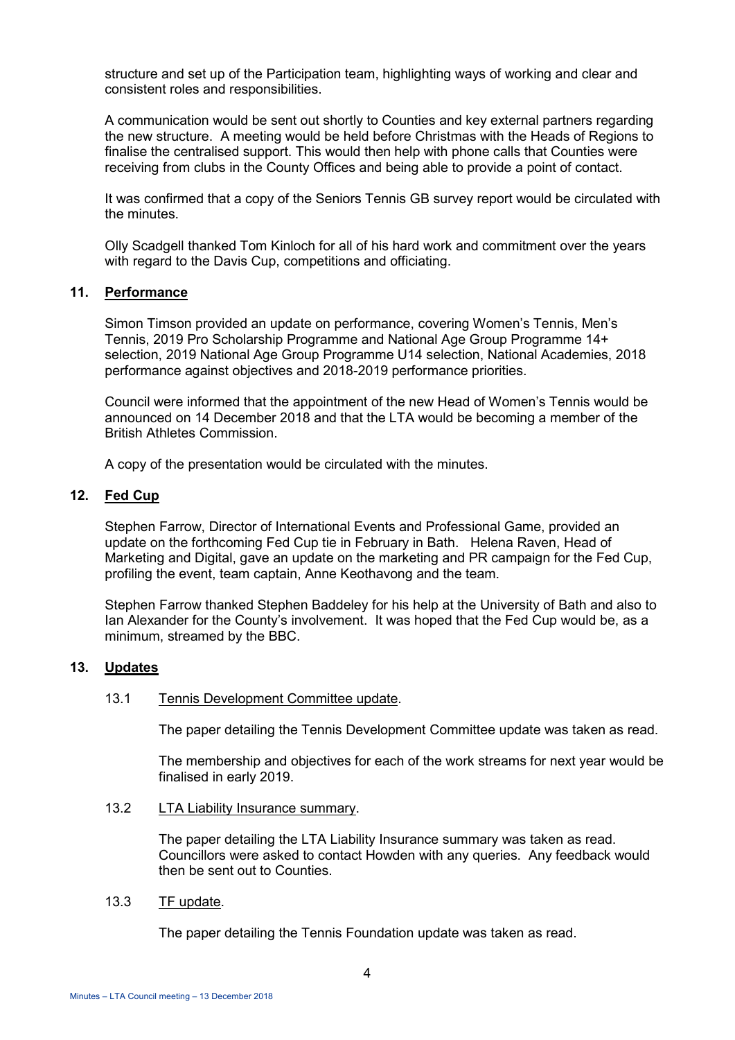structure and set up of the Participation team, highlighting ways of working and clear and consistent roles and responsibilities.

A communication would be sent out shortly to Counties and key external partners regarding the new structure. A meeting would be held before Christmas with the Heads of Regions to finalise the centralised support. This would then help with phone calls that Counties were receiving from clubs in the County Offices and being able to provide a point of contact.

It was confirmed that a copy of the Seniors Tennis GB survey report would be circulated with the minutes.

Olly Scadgell thanked Tom Kinloch for all of his hard work and commitment over the years with regard to the Davis Cup, competitions and officiating.

## 11. Performance

Simon Timson provided an update on performance, covering Women's Tennis, Men's Tennis, 2019 Pro Scholarship Programme and National Age Group Programme 14+ selection, 2019 National Age Group Programme U14 selection, National Academies, 2018 performance against objectives and 2018-2019 performance priorities.

Council were informed that the appointment of the new Head of Women's Tennis would be announced on 14 December 2018 and that the LTA would be becoming a member of the British Athletes Commission.

A copy of the presentation would be circulated with the minutes.

## 12. Fed Cup

Stephen Farrow, Director of International Events and Professional Game, provided an update on the forthcoming Fed Cup tie in February in Bath. Helena Raven, Head of Marketing and Digital, gave an update on the marketing and PR campaign for the Fed Cup, profiling the event, team captain, Anne Keothavong and the team.

Stephen Farrow thanked Stephen Baddeley for his help at the University of Bath and also to Ian Alexander for the County's involvement. It was hoped that the Fed Cup would be, as a minimum, streamed by the BBC.

## 13. Updates

### 13.1 Tennis Development Committee update.

The paper detailing the Tennis Development Committee update was taken as read.

The membership and objectives for each of the work streams for next year would be finalised in early 2019.

### 13.2 LTA Liability Insurance summary.

The paper detailing the LTA Liability Insurance summary was taken as read. Councillors were asked to contact Howden with any queries. Any feedback would then be sent out to Counties.

### 13.3 TF update.

The paper detailing the Tennis Foundation update was taken as read.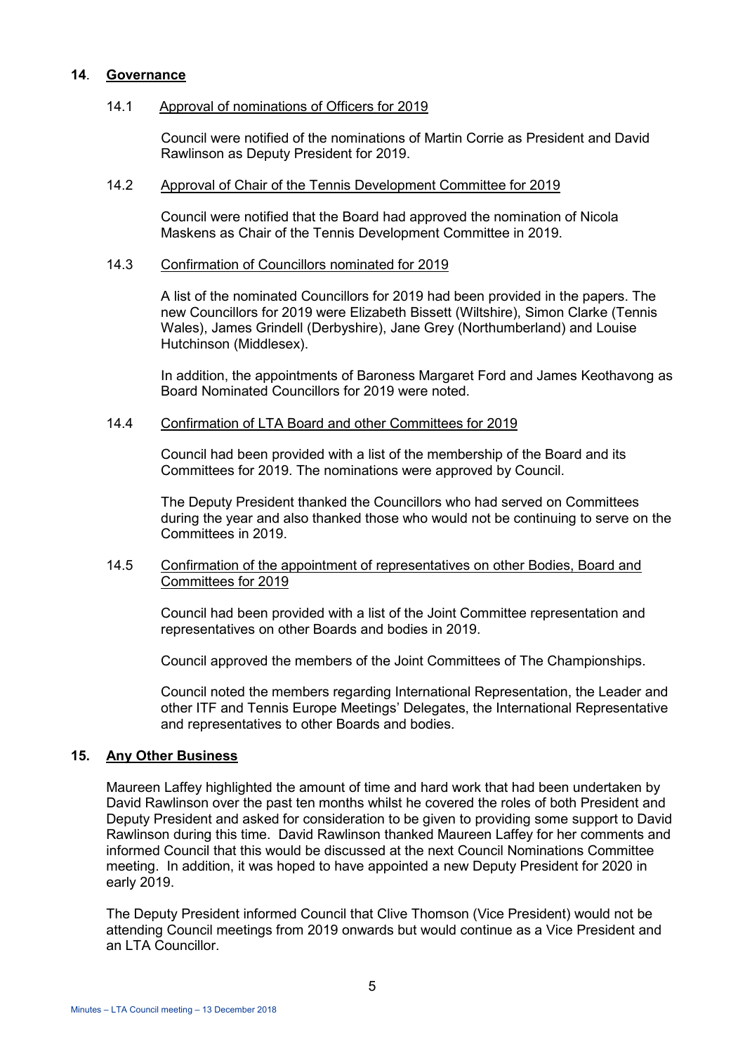## 14. Governance

### 14.1 Approval of nominations of Officers for 2019

Council were notified of the nominations of Martin Corrie as President and David Rawlinson as Deputy President for 2019.

### 14.2 Approval of Chair of the Tennis Development Committee for 2019

Council were notified that the Board had approved the nomination of Nicola Maskens as Chair of the Tennis Development Committee in 2019.

### 14.3 Confirmation of Councillors nominated for 2019

A list of the nominated Councillors for 2019 had been provided in the papers. The new Councillors for 2019 were Elizabeth Bissett (Wiltshire), Simon Clarke (Tennis Wales), James Grindell (Derbyshire), Jane Grey (Northumberland) and Louise Hutchinson (Middlesex).

In addition, the appointments of Baroness Margaret Ford and James Keothavong as Board Nominated Councillors for 2019 were noted.

### 14.4 Confirmation of LTA Board and other Committees for 2019

Council had been provided with a list of the membership of the Board and its Committees for 2019. The nominations were approved by Council.

The Deputy President thanked the Councillors who had served on Committees during the year and also thanked those who would not be continuing to serve on the Committees in 2019.

### 14.5 Confirmation of the appointment of representatives on other Bodies, Board and Committees for 2019

Council had been provided with a list of the Joint Committee representation and representatives on other Boards and bodies in 2019.

Council approved the members of the Joint Committees of The Championships.

Council noted the members regarding International Representation, the Leader and other ITF and Tennis Europe Meetings' Delegates, the International Representative and representatives to other Boards and bodies.

## 15. Any Other Business

Maureen Laffey highlighted the amount of time and hard work that had been undertaken by David Rawlinson over the past ten months whilst he covered the roles of both President and Deputy President and asked for consideration to be given to providing some support to David Rawlinson during this time. David Rawlinson thanked Maureen Laffey for her comments and informed Council that this would be discussed at the next Council Nominations Committee meeting. In addition, it was hoped to have appointed a new Deputy President for 2020 in early 2019.

The Deputy President informed Council that Clive Thomson (Vice President) would not be attending Council meetings from 2019 onwards but would continue as a Vice President and an LTA Councillor.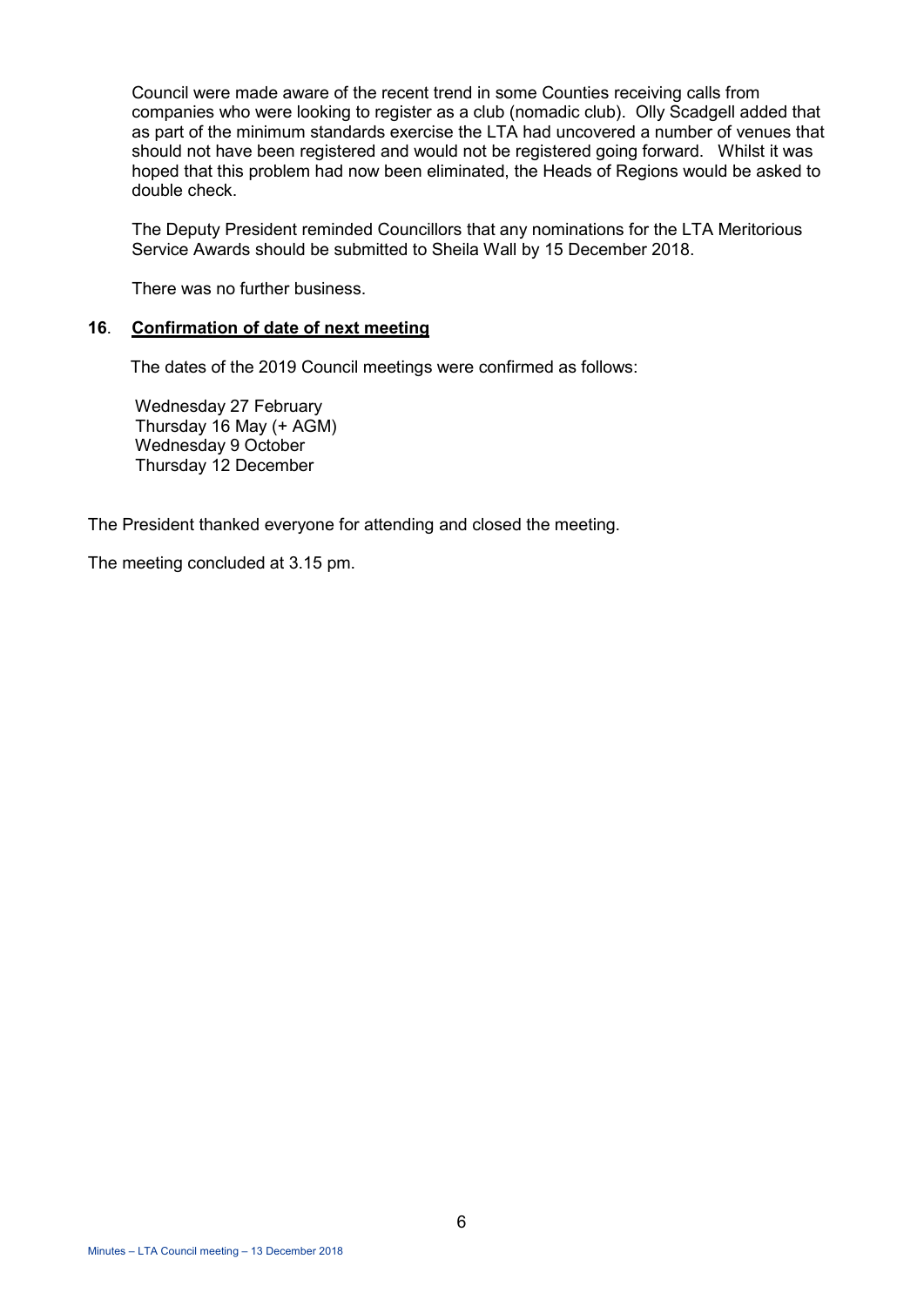Council were made aware of the recent trend in some Counties receiving calls from companies who were looking to register as a club (nomadic club). Olly Scadgell added that as part of the minimum standards exercise the LTA had uncovered a number of venues that should not have been registered and would not be registered going forward. Whilst it was hoped that this problem had now been eliminated, the Heads of Regions would be asked to double check.

The Deputy President reminded Councillors that any nominations for the LTA Meritorious Service Awards should be submitted to Sheila Wall by 15 December 2018.

There was no further business.

**16**. **Confirmation of date of next meeting**

The dates of the 2019 Council meetings were confirmed as follows:

Wednesday 27 February
Thursday 16 May (+ AGM)
Wednesday 9 October
Thursday 12 December

The President thanked everyone for attending and closed the meeting.

The meeting concluded at 3.15 pm.